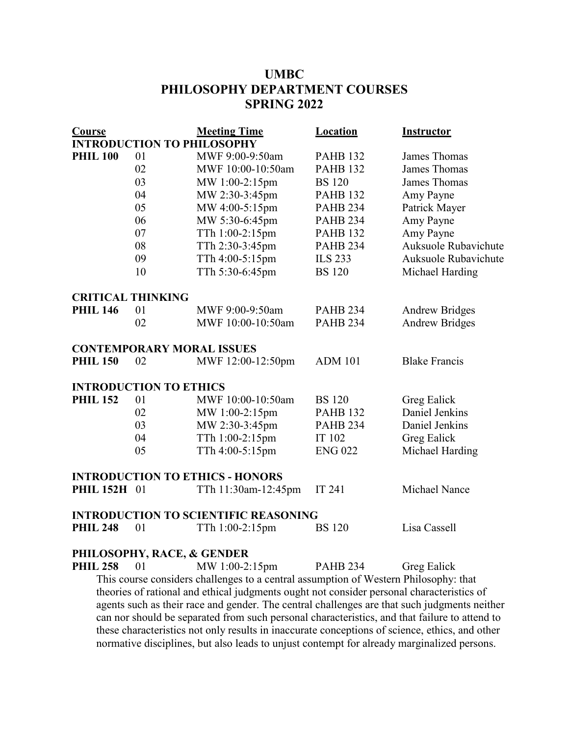# UMBC
# PHILOSOPHY DEPARTMENT COURSES
# SPRING 2022

| Course | | Meeting Time | Location | Instructor |
|---|---|---|---|---|
| **INTRODUCTION TO PHILOSOPHY** | | | | |
| **PHIL 100** | 01 | MWF 9:00-9:50am | PAHB 132 | James Thomas |
| | 02 | MWF 10:00-10:50am | PAHB 132 | James Thomas |
| | 03 | MW 1:00-2:15pm | BS 120 | James Thomas |
| | 04 | MW 2:30-3:45pm | PAHB 132 | Amy Payne |
| | 05 | MW 4:00-5:15pm | PAHB 234 | Patrick Mayer |
| | 06 | MW 5:30-6:45pm | PAHB 234 | Amy Payne |
| | 07 | TTh 1:00-2:15pm | PAHB 132 | Amy Payne |
| | 08 | TTh 2:30-3:45pm | PAHB 234 | Auksuole Rubavichute |
| | 09 | TTh 4:00-5:15pm | ILS 233 | Auksuole Rubavichute |
| | 10 | TTh 5:30-6:45pm | BS 120 | Michael Harding |
| **CRITICAL THINKING** | | | | |
| **PHIL 146** | 01 | MWF 9:00-9:50am | PAHB 234 | Andrew Bridges |
| | 02 | MWF 10:00-10:50am | PAHB 234 | Andrew Bridges |
| **CONTEMPORARY MORAL ISSUES** | | | | |
| **PHIL 150** | 02 | MWF 12:00-12:50pm | ADM 101 | Blake Francis |
| **INTRODUCTION TO ETHICS** | | | | |
| **PHIL 152** | 01 | MWF 10:00-10:50am | BS 120 | Greg Ealick |
| | 02 | MW 1:00-2:15pm | PAHB 132 | Daniel Jenkins |
| | 03 | MW 2:30-3:45pm | PAHB 234 | Daniel Jenkins |
| | 04 | TTh 1:00-2:15pm | IT 102 | Greg Ealick |
| | 05 | TTh 4:00-5:15pm | ENG 022 | Michael Harding |
| **INTRODUCTION TO ETHICS - HONORS** | | | | |
| **PHIL 152H** | 01 | TTh 11:30am-12:45pm | IT 241 | Michael Nance |
| **INTRODUCTION TO SCIENTIFIC REASONING** | | | | |
| **PHIL 248** | 01 | TTh 1:00-2:15pm | BS 120 | Lisa Cassell |
| **PHILOSOPHY, RACE, & GENDER** | | | | |
| **PHIL 258** | 01 | MW 1:00-2:15pm | PAHB 234 | Greg Ealick |

This course considers challenges to a central assumption of Western Philosophy: that theories of rational and ethical judgments ought not consider personal characteristics of agents such as their race and gender. The central challenges are that such judgments neither can nor should be separated from such personal characteristics, and that failure to attend to these characteristics not only results in inaccurate conceptions of science, ethics, and other normative disciplines, but also leads to unjust contempt for already marginalized persons.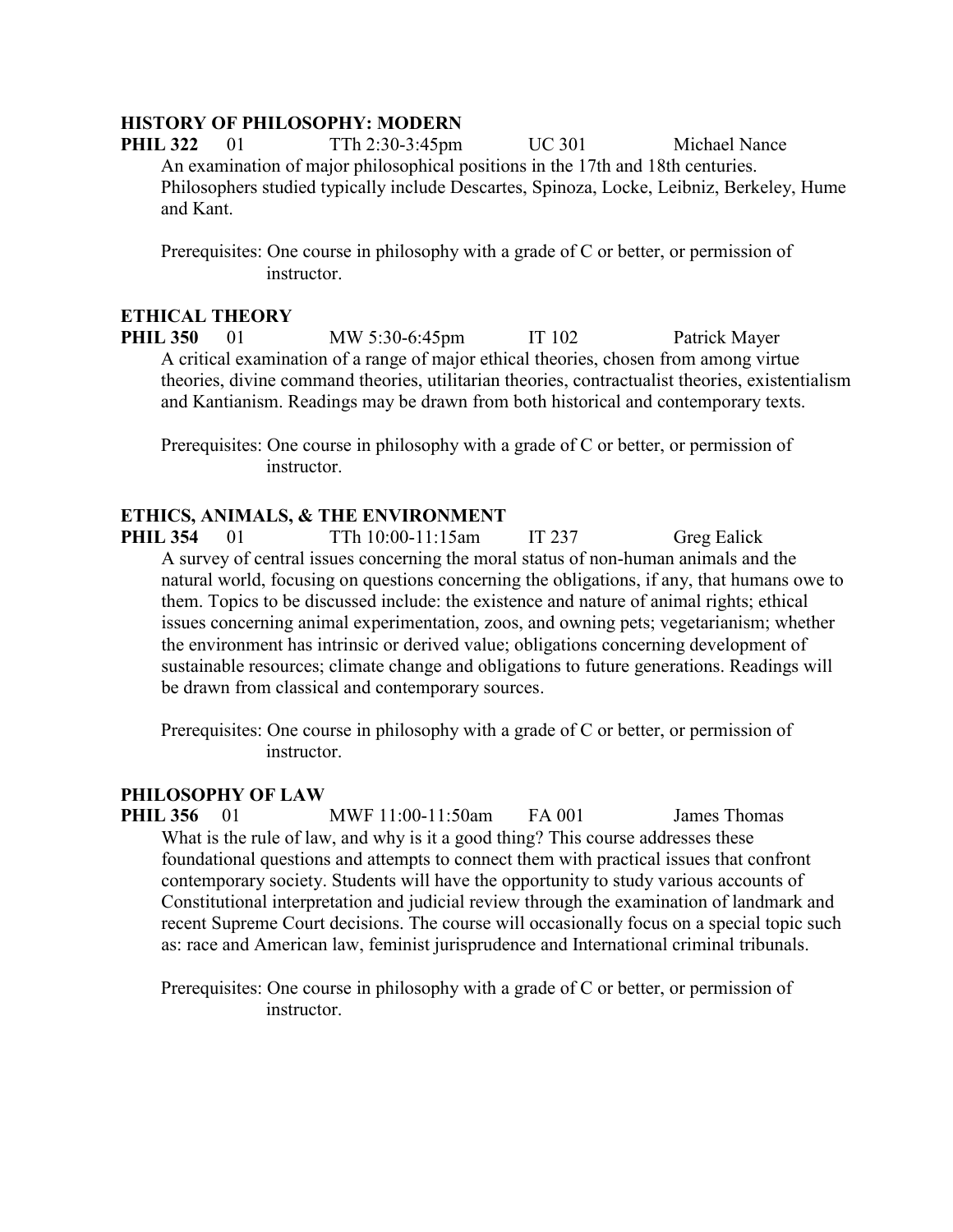### HISTORY OF PHILOSOPHY: MODERN

**PHIL 322** 01 TTh 2:30-3:45pm UC 301 Michael Nance

An examination of major philosophical positions in the 17th and 18th centuries. Philosophers studied typically include Descartes, Spinoza, Locke, Leibniz, Berkeley, Hume and Kant.

Prerequisites: One course in philosophy with a grade of C or better, or permission of instructor.

### ETHICAL THEORY

**PHIL 350** 01 MW 5:30-6:45pm IT 102 Patrick Mayer

A critical examination of a range of major ethical theories, chosen from among virtue theories, divine command theories, utilitarian theories, contractualist theories, existentialism and Kantianism. Readings may be drawn from both historical and contemporary texts.

Prerequisites: One course in philosophy with a grade of C or better, or permission of instructor.

### ETHICS, ANIMALS, & THE ENVIRONMENT

**PHIL 354** 01 TTh 10:00-11:15am IT 237 Greg Ealick

A survey of central issues concerning the moral status of non-human animals and the natural world, focusing on questions concerning the obligations, if any, that humans owe to them. Topics to be discussed include: the existence and nature of animal rights; ethical issues concerning animal experimentation, zoos, and owning pets; vegetarianism; whether the environment has intrinsic or derived value; obligations concerning development of sustainable resources; climate change and obligations to future generations. Readings will be drawn from classical and contemporary sources.

Prerequisites: One course in philosophy with a grade of C or better, or permission of instructor.

### PHILOSOPHY OF LAW

**PHIL 356** 01 MWF 11:00-11:50am FA 001 James Thomas

What is the rule of law, and why is it a good thing? This course addresses these foundational questions and attempts to connect them with practical issues that confront contemporary society. Students will have the opportunity to study various accounts of Constitutional interpretation and judicial review through the examination of landmark and recent Supreme Court decisions. The course will occasionally focus on a special topic such as: race and American law, feminist jurisprudence and International criminal tribunals.

Prerequisites: One course in philosophy with a grade of C or better, or permission of instructor.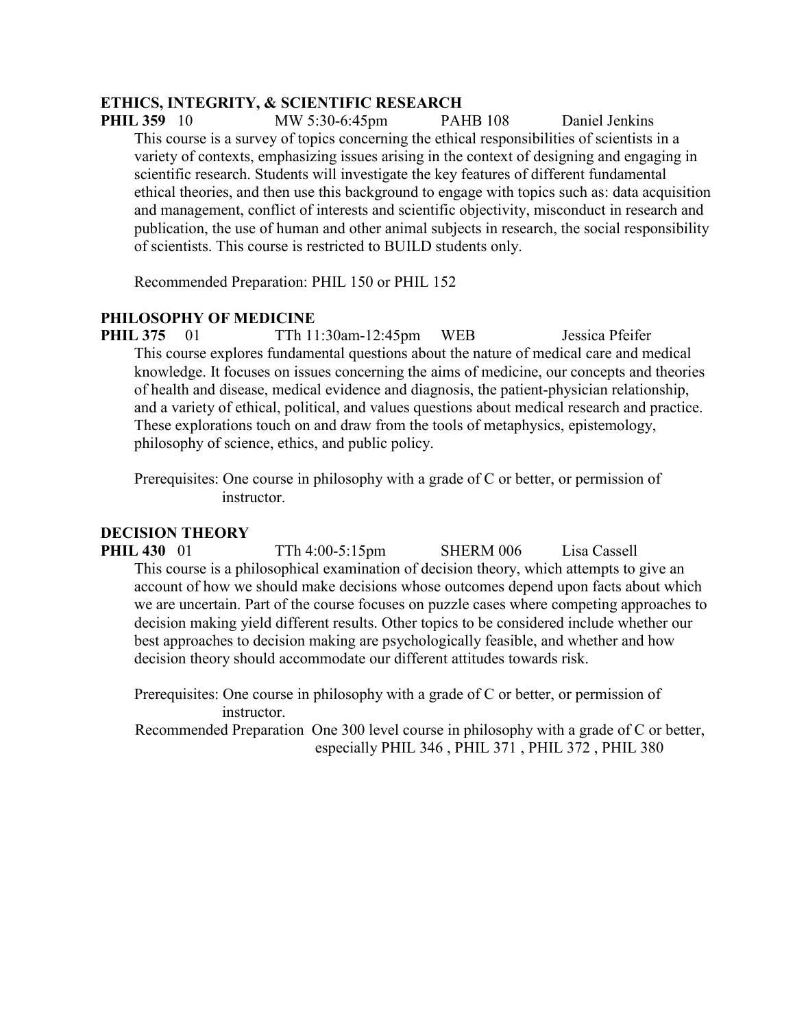### ETHICS, INTEGRITY, & SCIENTIFIC RESEARCH

**PHIL 359** 10 MW 5:30-6:45pm PAHB 108 Daniel Jenkins

This course is a survey of topics concerning the ethical responsibilities of scientists in a variety of contexts, emphasizing issues arising in the context of designing and engaging in scientific research. Students will investigate the key features of different fundamental ethical theories, and then use this background to engage with topics such as: data acquisition and management, conflict of interests and scientific objectivity, misconduct in research and publication, the use of human and other animal subjects in research, the social responsibility of scientists. This course is restricted to BUILD students only.

Recommended Preparation: PHIL 150 or PHIL 152

### PHILOSOPHY OF MEDICINE

**PHIL 375** 01 TTh 11:30am-12:45pm WEB Jessica Pfeifer

This course explores fundamental questions about the nature of medical care and medical knowledge. It focuses on issues concerning the aims of medicine, our concepts and theories of health and disease, medical evidence and diagnosis, the patient-physician relationship, and a variety of ethical, political, and values questions about medical research and practice. These explorations touch on and draw from the tools of metaphysics, epistemology, philosophy of science, ethics, and public policy.

Prerequisites: One course in philosophy with a grade of C or better, or permission of instructor.

### DECISION THEORY

**PHIL 430** 01 TTh 4:00-5:15pm SHERM 006 Lisa Cassell

This course is a philosophical examination of decision theory, which attempts to give an account of how we should make decisions whose outcomes depend upon facts about which we are uncertain. Part of the course focuses on puzzle cases where competing approaches to decision making yield different results. Other topics to be considered include whether our best approaches to decision making are psychologically feasible, and whether and how decision theory should accommodate our different attitudes towards risk.

Prerequisites: One course in philosophy with a grade of C or better, or permission of instructor.

Recommended Preparation One 300 level course in philosophy with a grade of C or better, especially PHIL 346 , PHIL 371 , PHIL 372 , PHIL 380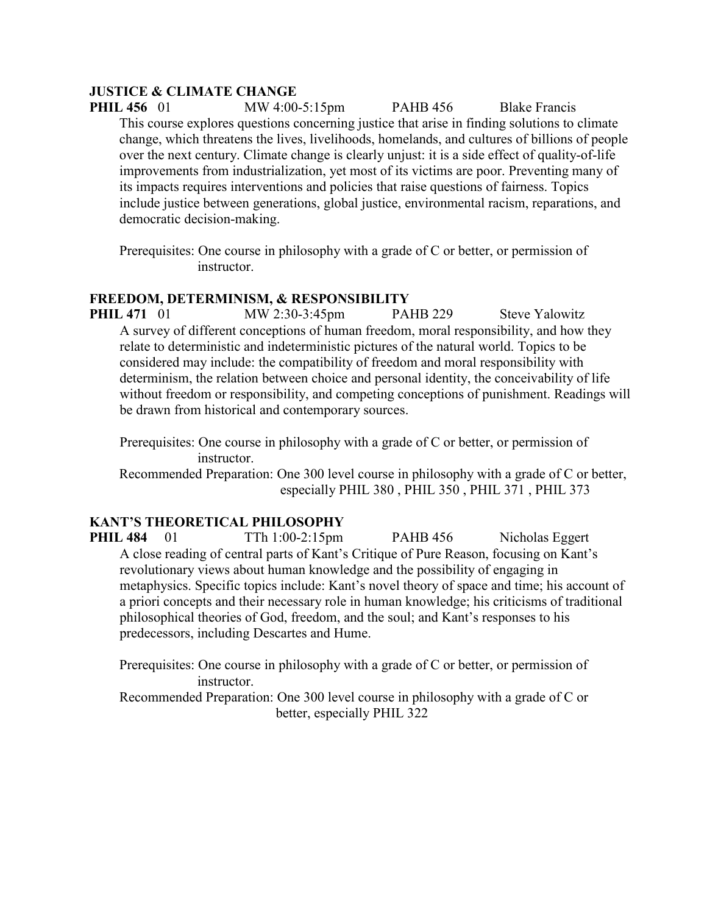**JUSTICE & CLIMATE CHANGE**

**PHIL 456** 01 MW 4:00-5:15pm PAHB 456 Blake Francis

This course explores questions concerning justice that arise in finding solutions to climate change, which threatens the lives, livelihoods, homelands, and cultures of billions of people over the next century. Climate change is clearly unjust: it is a side effect of quality-of-life improvements from industrialization, yet most of its victims are poor. Preventing many of its impacts requires interventions and policies that raise questions of fairness. Topics include justice between generations, global justice, environmental racism, reparations, and democratic decision-making.

Prerequisites: One course in philosophy with a grade of C or better, or permission of instructor.

**FREEDOM, DETERMINISM, & RESPONSIBILITY**

**PHIL 471** 01 MW 2:30-3:45pm PAHB 229 Steve Yalowitz

A survey of different conceptions of human freedom, moral responsibility, and how they relate to deterministic and indeterministic pictures of the natural world. Topics to be considered may include: the compatibility of freedom and moral responsibility with determinism, the relation between choice and personal identity, the conceivability of life without freedom or responsibility, and competing conceptions of punishment. Readings will be drawn from historical and contemporary sources.

Prerequisites: One course in philosophy with a grade of C or better, or permission of instructor.

Recommended Preparation: One 300 level course in philosophy with a grade of C or better, especially PHIL 380 , PHIL 350 , PHIL 371 , PHIL 373

**KANT'S THEORETICAL PHILOSOPHY**

**PHIL 484** 01 TTh 1:00-2:15pm PAHB 456 Nicholas Eggert

A close reading of central parts of Kant's Critique of Pure Reason, focusing on Kant's revolutionary views about human knowledge and the possibility of engaging in metaphysics. Specific topics include: Kant's novel theory of space and time; his account of a priori concepts and their necessary role in human knowledge; his criticisms of traditional philosophical theories of God, freedom, and the soul; and Kant's responses to his predecessors, including Descartes and Hume.

Prerequisites: One course in philosophy with a grade of C or better, or permission of instructor.

Recommended Preparation: One 300 level course in philosophy with a grade of C or better, especially PHIL 322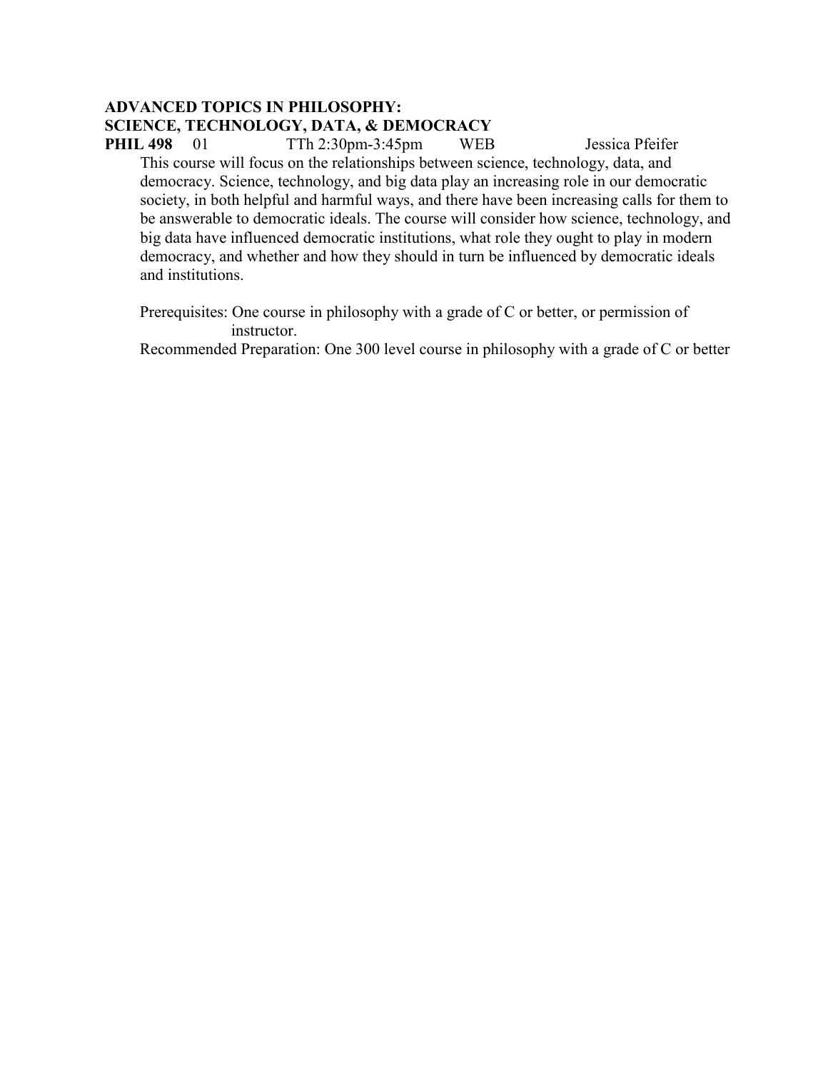**ADVANCED TOPICS IN PHILOSOPHY:**
**SCIENCE, TECHNOLOGY, DATA, & DEMOCRACY**

**PHIL 498** 01 TTh 2:30pm-3:45pm WEB Jessica Pfeifer

This course will focus on the relationships between science, technology, data, and democracy. Science, technology, and big data play an increasing role in our democratic society, in both helpful and harmful ways, and there have been increasing calls for them to be answerable to democratic ideals. The course will consider how science, technology, and big data have influenced democratic institutions, what role they ought to play in modern democracy, and whether and how they should in turn be influenced by democratic ideals and institutions.

Prerequisites: One course in philosophy with a grade of C or better, or permission of instructor.

Recommended Preparation: One 300 level course in philosophy with a grade of C or better